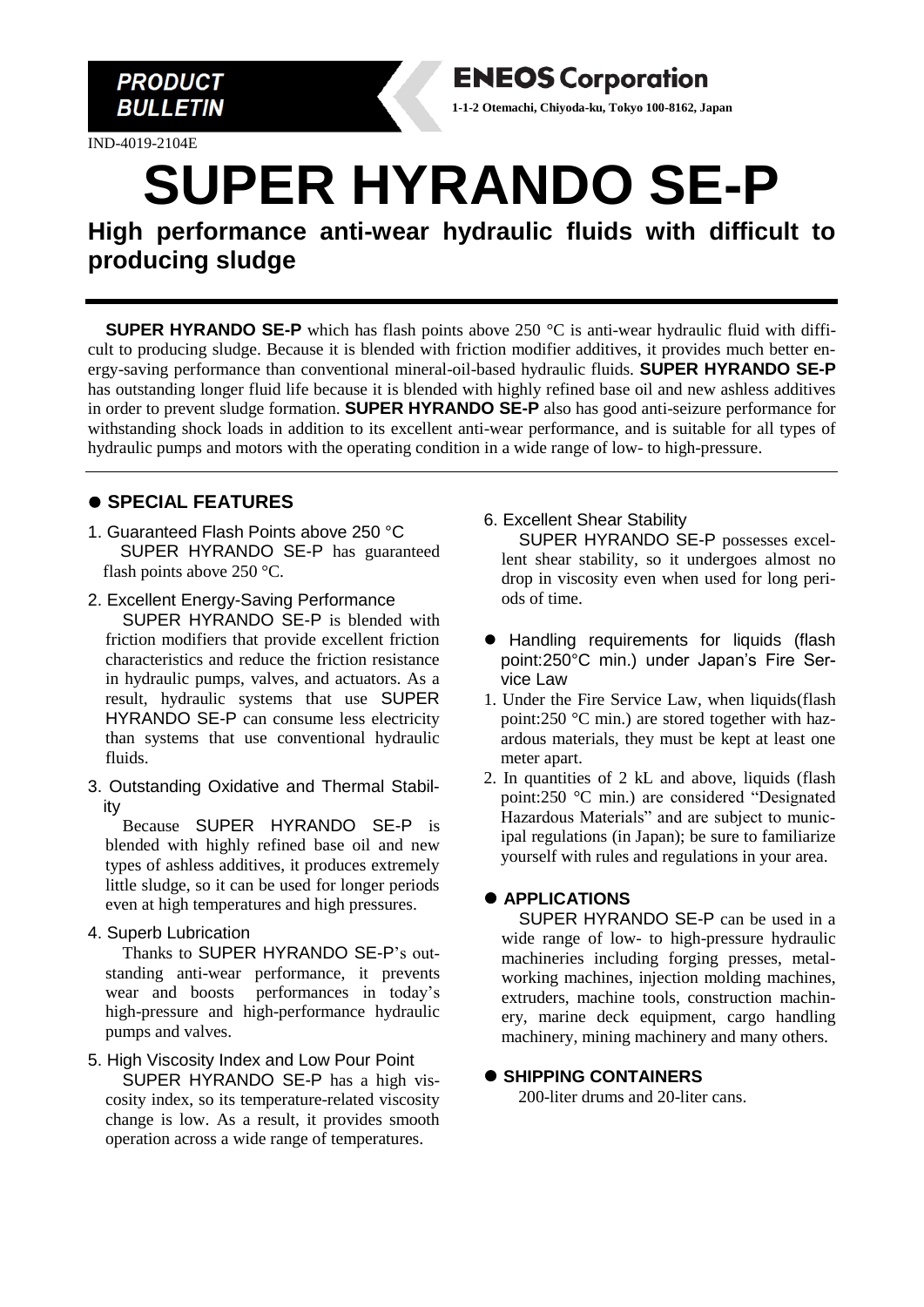**PRODUCT BULLETIN**

**ENEOS Corporation**

**1-1-2 Otemachi, Chiyoda-ku, Tokyo 100-8162, Japan**

IND-4019-2104E

# SUPER HYRANDO SE-P

## High performance anti-wear hydraulic fluids with difficult to producing sludge

**SUPER HYRANDO SE-P** which has flash points above 250 °C is anti-wear hydraulic fluid with difficult to producing sludge. Because it is blended with friction modifier additives, it provides much better energy-saving performance than conventional mineral-oil-based hydraulic fluids. **SUPER HYRANDO SE-P** has outstanding longer fluid life because it is blended with highly refined base oil and new ashless additives in order to prevent sludge formation. **SUPER HYRANDO SE-P** also has good anti-seizure performance for withstanding shock loads in addition to its excellent anti-wear performance, and is suitable for all types of hydraulic pumps and motors with the operating condition in a wide range of low- to high-pressure.

### ● SPECIAL FEATURES

1. Guaranteed Flash Points above 250 °C
   SUPER HYRANDO SE-P has guaranteed flash points above 250 °C.
2. Excellent Energy-Saving Performance
   SUPER HYRANDO SE-P is blended with friction modifiers that provide excellent friction characteristics and reduce the friction resistance in hydraulic pumps, valves, and actuators. As a result, hydraulic systems that use SUPER HYRANDO SE-P can consume less electricity than systems that use conventional hydraulic fluids.
3. Outstanding Oxidative and Thermal Stability
   Because SUPER HYRANDO SE-P is blended with highly refined base oil and new types of ashless additives, it produces extremely little sludge, so it can be used for longer periods even at high temperatures and high pressures.
4. Superb Lubrication
   Thanks to SUPER HYRANDO SE-P's outstanding anti-wear performance, it prevents wear and boosts performances in today's high-pressure and high-performance hydraulic pumps and valves.
5. High Viscosity Index and Low Pour Point
   SUPER HYRANDO SE-P has a high viscosity index, so its temperature-related viscosity change is low. As a result, it provides smooth operation across a wide range of temperatures.
6. Excellent Shear Stability
   SUPER HYRANDO SE-P possesses excellent shear stability, so it undergoes almost no drop in viscosity even when used for long periods of time.

### ● Handling requirements for liquids (flash point:250°C min.) under Japan's Fire Service Law

1. Under the Fire Service Law, when liquids(flash point:250 °C min.) are stored together with hazardous materials, they must be kept at least one meter apart.
2. In quantities of 2 kL and above, liquids (flash point:250 °C min.) are considered "Designated Hazardous Materials" and are subject to municipal regulations (in Japan); be sure to familiarize yourself with rules and regulations in your area.

### ● APPLICATIONS

SUPER HYRANDO SE-P can be used in a wide range of low- to high-pressure hydraulic machineries including forging presses, metal-working machines, injection molding machines, extruders, machine tools, construction machinery, marine deck equipment, cargo handling machinery, mining machinery and many others.

### ● SHIPPING CONTAINERS

200-liter drums and 20-liter cans.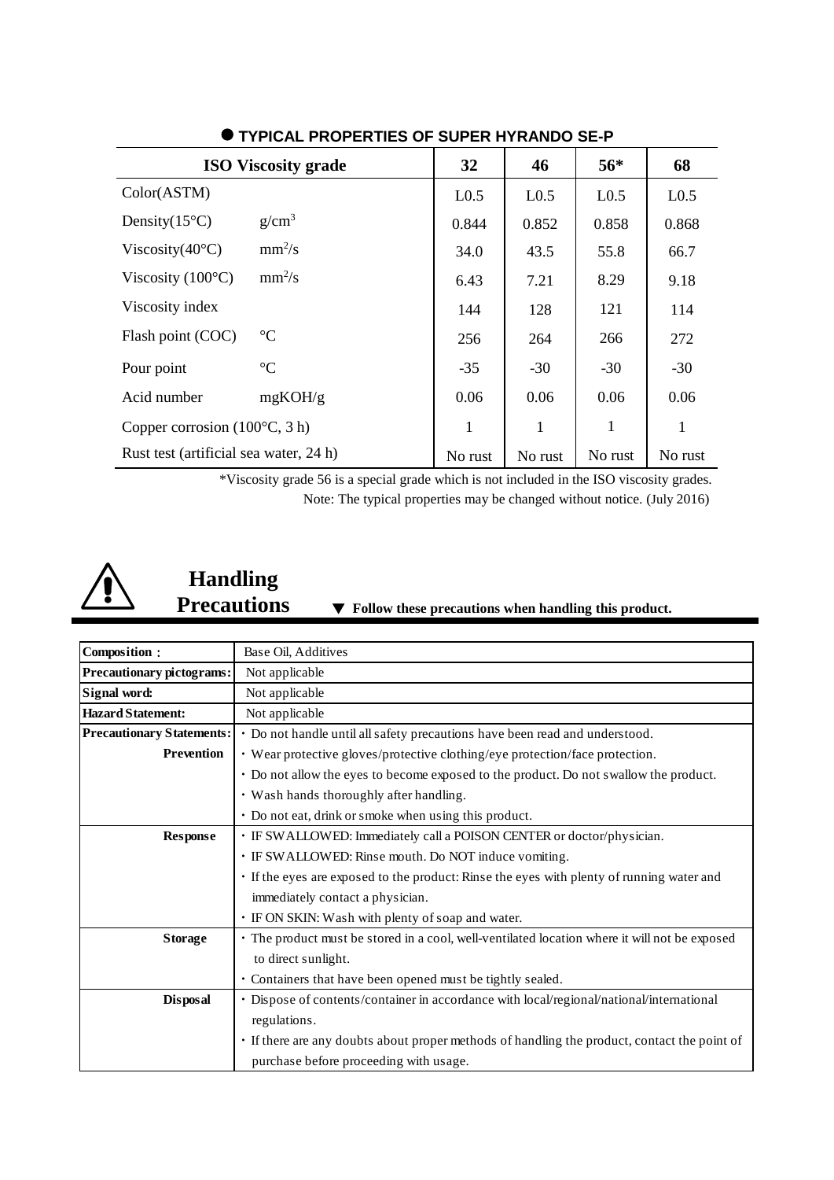## ● TYPICAL PROPERTIES OF SUPER HYRANDO SE-P

| ISO Viscosity grade | | 32 | 46 | 56* | 68 |
|---|---|---|---|---|---|
| Color(ASTM) | | L0.5 | L0.5 | L0.5 | L0.5 |
| Density(15°C) | $g/cm^3$ | 0.844 | 0.852 | 0.858 | 0.868 |
| Viscosity(40°C) | $mm^2/s$ | 34.0 | 43.5 | 55.8 | 66.7 |
| Viscosity (100°C) | $mm^2/s$ | 6.43 | 7.21 | 8.29 | 9.18 |
| Viscosity index | | 144 | 128 | 121 | 114 |
| Flash point (COC) | °C | 256 | 264 | 266 | 272 |
| Pour point | °C | -35 | -30 | -30 | -30 |
| Acid number | mgKOH/g | 0.06 | 0.06 | 0.06 | 0.06 |
| Copper corrosion (100°C, 3 h) | | 1 | 1 | 1 | 1 |
| Rust test (artificial sea water, 24 h) | | No rust | No rust | No rust | No rust |

*Viscosity grade 56 is a special grade which is not included in the ISO viscosity grades.

Note: The typical properties may be changed without notice. (July 2016)

## Handling Precautions

▼ **Follow these precautions when handling this product.**

| | |
|---|---|
| **Composition :** | Base Oil, Additives |
| **Precautionary pictograms:** | Not applicable |
| **Signal word:** | Not applicable |
| **Hazard Statement:** | Not applicable |
| **Precautionary Statements:** | ・Do not handle until all safety precautions have been read and understood. |
| **Prevention** | ・Wear protective gloves/protective clothing/eye protection/face protection.<br>・Do not allow the eyes to become exposed to the product. Do not swallow the product.<br>・Wash hands thoroughly after handling.<br>・Do not eat, drink or smoke when using this product. |
| **Response** | ・IF SWALLOWED: Immediately call a POISON CENTER or doctor/physician.<br>・IF SWALLOWED: Rinse mouth. Do NOT induce vomiting.<br>・If the eyes are exposed to the product: Rinse the eyes with plenty of running water and immediately contact a physician.<br>・IF ON SKIN: Wash with plenty of soap and water. |
| **Storage** | ・The product must be stored in a cool, well-ventilated location where it will not be exposed to direct sunlight.<br>・Containers that have been opened must be tightly sealed. |
| **Disposal** | ・Dispose of contents/container in accordance with local/regional/national/international regulations.<br>・If there are any doubts about proper methods of handling the product, contact the point of purchase before proceeding with usage. |